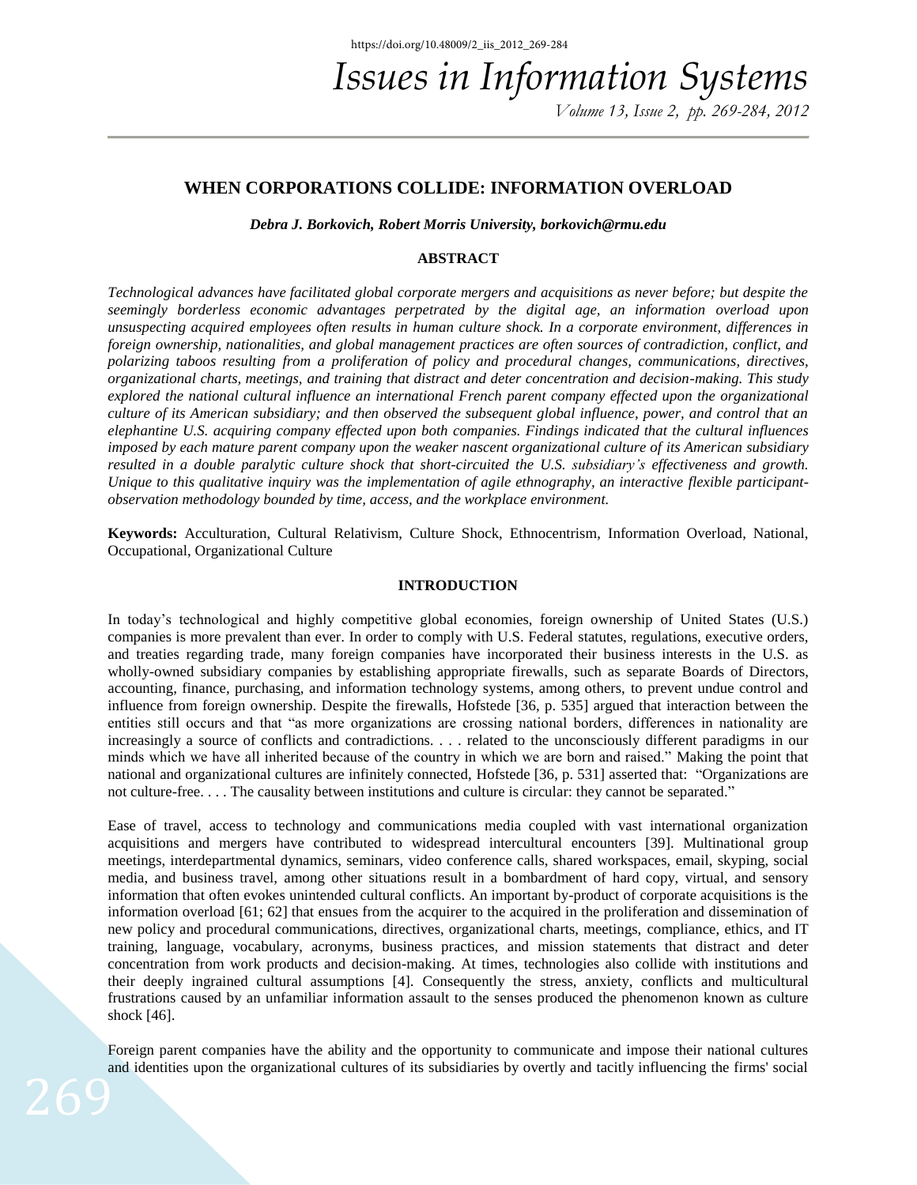# WHEN CORPORATIONS COLLIDE: INFORMATION OVERLOAD

***Debra J. Borkovich, Robert Morris University, borkovich@rmu.edu***

## ABSTRACT

*Technological advances have facilitated global corporate mergers and acquisitions as never before; but despite the seemingly borderless economic advantages perpetrated by the digital age, an information overload upon unsuspecting acquired employees often results in human culture shock. In a corporate environment, differences in foreign ownership, nationalities, and global management practices are often sources of contradiction, conflict, and polarizing taboos resulting from a proliferation of policy and procedural changes, communications, directives, organizational charts, meetings, and training that distract and deter concentration and decision-making. This study explored the national cultural influence an international French parent company effected upon the organizational culture of its American subsidiary; and then observed the subsequent global influence, power, and control that an elephantine U.S. acquiring company effected upon both companies. Findings indicated that the cultural influences imposed by each mature parent company upon the weaker nascent organizational culture of its American subsidiary resulted in a double paralytic culture shock that short-circuited the U.S. subsidiary's effectiveness and growth. Unique to this qualitative inquiry was the implementation of agile ethnography, an interactive flexible participant-observation methodology bounded by time, access, and the workplace environment.*

**Keywords:** Acculturation, Cultural Relativism, Culture Shock, Ethnocentrism, Information Overload, National, Occupational, Organizational Culture

## INTRODUCTION

In today's technological and highly competitive global economies, foreign ownership of United States (U.S.) companies is more prevalent than ever. In order to comply with U.S. Federal statutes, regulations, executive orders, and treaties regarding trade, many foreign companies have incorporated their business interests in the U.S. as wholly-owned subsidiary companies by establishing appropriate firewalls, such as separate Boards of Directors, accounting, finance, purchasing, and information technology systems, among others, to prevent undue control and influence from foreign ownership. Despite the firewalls, Hofstede [36, p. 535] argued that interaction between the entities still occurs and that "as more organizations are crossing national borders, differences in nationality are increasingly a source of conflicts and contradictions. . . . related to the unconsciously different paradigms in our minds which we have all inherited because of the country in which we are born and raised." Making the point that national and organizational cultures are infinitely connected, Hofstede [36, p. 531] asserted that: "Organizations are not culture-free. . . . The causality between institutions and culture is circular: they cannot be separated."

Ease of travel, access to technology and communications media coupled with vast international organization acquisitions and mergers have contributed to widespread intercultural encounters [39]. Multinational group meetings, interdepartmental dynamics, seminars, video conference calls, shared workspaces, email, skyping, social media, and business travel, among other situations result in a bombardment of hard copy, virtual, and sensory information that often evokes unintended cultural conflicts. An important by-product of corporate acquisitions is the information overload [61; 62] that ensues from the acquirer to the acquired in the proliferation and dissemination of new policy and procedural communications, directives, organizational charts, meetings, compliance, ethics, and IT training, language, vocabulary, acronyms, business practices, and mission statements that distract and deter concentration from work products and decision-making. At times, technologies also collide with institutions and their deeply ingrained cultural assumptions [4]. Consequently the stress, anxiety, conflicts and multicultural frustrations caused by an unfamiliar information assault to the senses produced the phenomenon known as culture shock [46].

Foreign parent companies have the ability and the opportunity to communicate and impose their national cultures and identities upon the organizational cultures of its subsidiaries by overtly and tacitly influencing the firms' social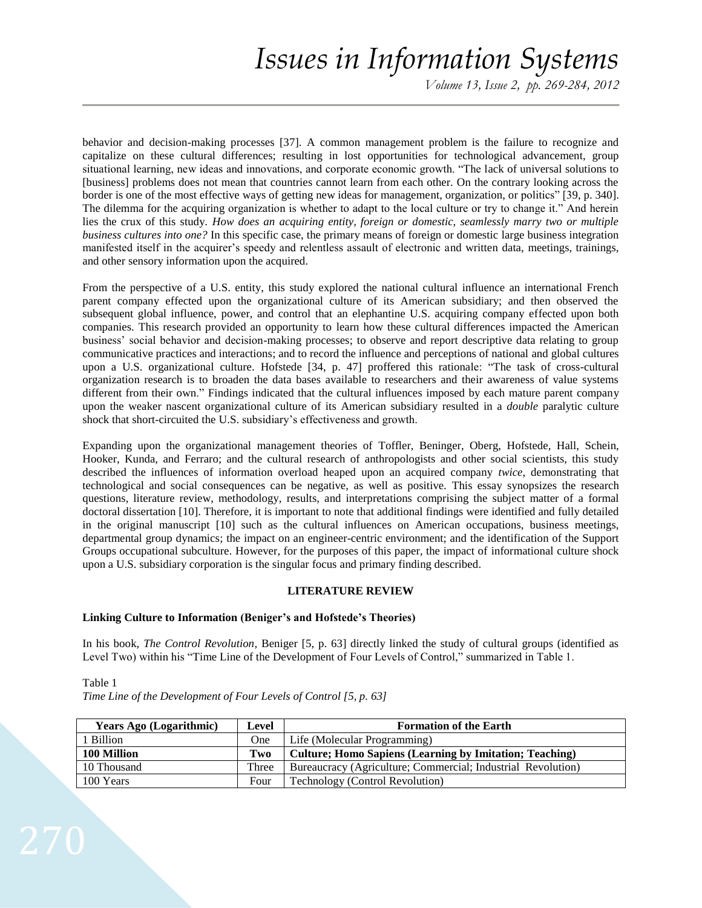behavior and decision-making processes [37]. A common management problem is the failure to recognize and capitalize on these cultural differences; resulting in lost opportunities for technological advancement, group situational learning, new ideas and innovations, and corporate economic growth. "The lack of universal solutions to [business] problems does not mean that countries cannot learn from each other. On the contrary looking across the border is one of the most effective ways of getting new ideas for management, organization, or politics" [39, p. 340]. The dilemma for the acquiring organization is whether to adapt to the local culture or try to change it." And herein lies the crux of this study. *How does an acquiring entity, foreign or domestic, seamlessly marry two or multiple business cultures into one?* In this specific case, the primary means of foreign or domestic large business integration manifested itself in the acquirer's speedy and relentless assault of electronic and written data, meetings, trainings, and other sensory information upon the acquired.

From the perspective of a U.S. entity, this study explored the national cultural influence an international French parent company effected upon the organizational culture of its American subsidiary; and then observed the subsequent global influence, power, and control that an elephantine U.S. acquiring company effected upon both companies. This research provided an opportunity to learn how these cultural differences impacted the American business' social behavior and decision-making processes; to observe and report descriptive data relating to group communicative practices and interactions; and to record the influence and perceptions of national and global cultures upon a U.S. organizational culture. Hofstede [34, p. 47] proffered this rationale: "The task of cross-cultural organization research is to broaden the data bases available to researchers and their awareness of value systems different from their own." Findings indicated that the cultural influences imposed by each mature parent company upon the weaker nascent organizational culture of its American subsidiary resulted in a *double* paralytic culture shock that short-circuited the U.S. subsidiary's effectiveness and growth.

Expanding upon the organizational management theories of Toffler, Beninger, Oberg, Hofstede, Hall, Schein, Hooker, Kunda, and Ferraro; and the cultural research of anthropologists and other social scientists, this study described the influences of information overload heaped upon an acquired company *twice*, demonstrating that technological and social consequences can be negative, as well as positive. This essay synopsizes the research questions, literature review, methodology, results, and interpretations comprising the subject matter of a formal doctoral dissertation [10]. Therefore, it is important to note that additional findings were identified and fully detailed in the original manuscript [10] such as the cultural influences on American occupations, business meetings, departmental group dynamics; the impact on an engineer-centric environment; and the identification of the Support Groups occupational subculture. However, for the purposes of this paper, the impact of informational culture shock upon a U.S. subsidiary corporation is the singular focus and primary finding described.

## LITERATURE REVIEW

### Linking Culture to Information (Beniger's and Hofstede's Theories)

In his book, *The Control Revolution*, Beniger [5, p. 63] directly linked the study of cultural groups (identified as Level Two) within his "Time Line of the Development of Four Levels of Control," summarized in Table 1.

Table 1
*Time Line of the Development of Four Levels of Control [5, p. 63]*

| Years Ago (Logarithmic) | Level | Formation of the Earth |
|---|---|---|
| 1 Billion | One | Life (Molecular Programming) |
| **100 Million** | **Two** | **Culture; Homo Sapiens (Learning by Imitation; Teaching)** |
| 10 Thousand | Three | Bureaucracy (Agriculture; Commercial; Industrial Revolution) |
| 100 Years | Four | Technology (Control Revolution) |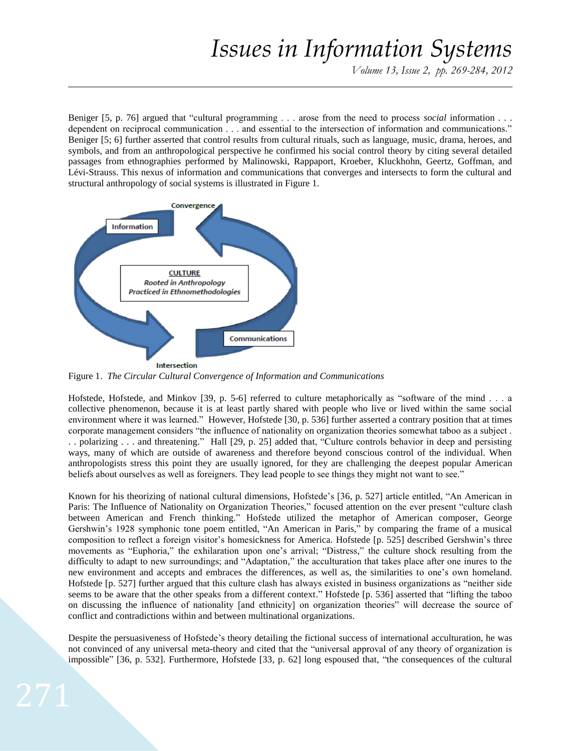Beniger [5, p. 76] argued that "cultural programming . . . arose from the need to process *social* information . . . dependent on reciprocal communication . . . and essential to the intersection of information and communications." Beniger [5; 6] further asserted that control results from cultural rituals, such as language, music, drama, heroes, and symbols, and from an anthropological perspective he confirmed his social control theory by citing several detailed passages from ethnographies performed by Malinowski, Rappaport, Kroeber, Kluckhohn, Geertz, Goffman, and Lévi-Strauss. This nexus of information and communications that converges and intersects to form the cultural and structural anthropology of social systems is illustrated in Figure 1.

Figure 1. *The Circular Cultural Convergence of Information and Communications*

Hofstede, Hofstede, and Minkov [39, p. 5-6] referred to culture metaphorically as "software of the mind . . . a collective phenomenon, because it is at least partly shared with people who live or lived within the same social environment where it was learned." However, Hofstede [30, p. 536] further asserted a contrary position that at times corporate management considers "the influence of nationality on organization theories somewhat taboo as a subject . . . polarizing . . . and threatening." Hall [29, p. 25] added that, "Culture controls behavior in deep and persisting ways, many of which are outside of awareness and therefore beyond conscious control of the individual. When anthropologists stress this point they are usually ignored, for they are challenging the deepest popular American beliefs about ourselves as well as foreigners. They lead people to see things they might not want to see."

Known for his theorizing of national cultural dimensions, Hofstede's [36, p. 527] article entitled, "An American in Paris: The Influence of Nationality on Organization Theories," focused attention on the ever present "culture clash between American and French thinking." Hofstede utilized the metaphor of American composer, George Gershwin's 1928 symphonic tone poem entitled, "An American in Paris," by comparing the frame of a musical composition to reflect a foreign visitor's homesickness for America. Hofstede [p. 525] described Gershwin's three movements as "Euphoria," the exhilaration upon one's arrival; "Distress," the culture shock resulting from the difficulty to adapt to new surroundings; and "Adaptation," the acculturation that takes place after one inures to the new environment and accepts and embraces the differences, as well, the similarities to one's own homeland. Hofstede [p. 527] further argued that this culture clash has always existed in business organizations as "neither side seems to be aware that the other speaks from a different context." Hofstede [p. 536] asserted that "lifting the taboo on discussing the influence of nationality [and ethnicity] on organization theories" will decrease the source of conflict and contradictions within and between multinational organizations.

Despite the persuasiveness of Hofstede's theory detailing the fictional success of international acculturation, he was not convinced of any universal meta-theory and cited that the "universal approval of any theory of organization is impossible" [36, p. 532]. Furthermore, Hofstede [33, p. 62] long espoused that, "the consequences of the cultural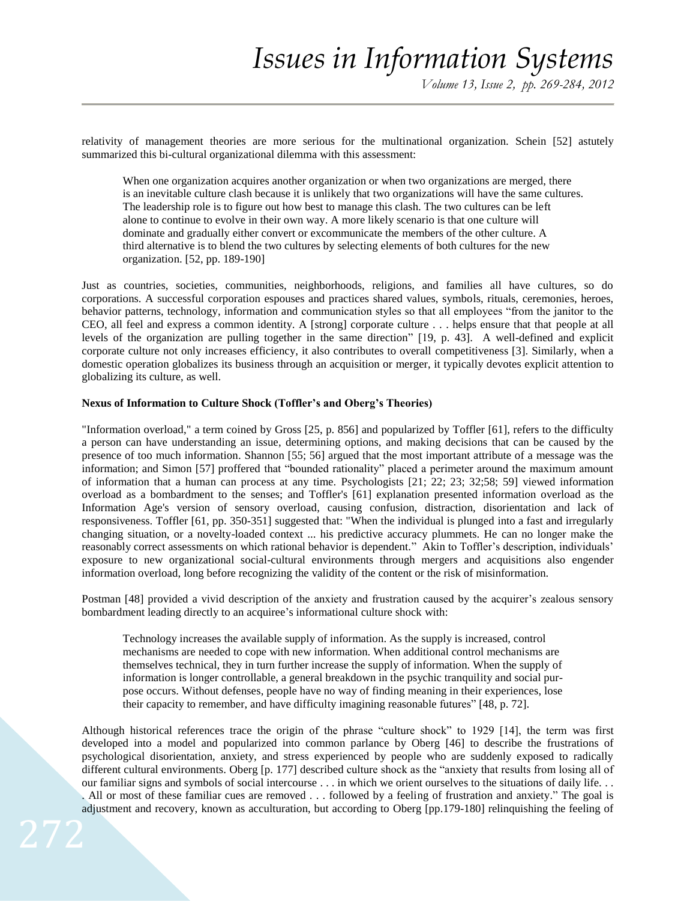relativity of management theories are more serious for the multinational organization. Schein [52] astutely summarized this bi-cultural organizational dilemma with this assessment:

> When one organization acquires another organization or when two organizations are merged, there is an inevitable culture clash because it is unlikely that two organizations will have the same cultures. The leadership role is to figure out how best to manage this clash. The two cultures can be left alone to continue to evolve in their own way. A more likely scenario is that one culture will dominate and gradually either convert or excommunicate the members of the other culture. A third alternative is to blend the two cultures by selecting elements of both cultures for the new organization. [52, pp. 189-190]

Just as countries, societies, communities, neighborhoods, religions, and families all have cultures, so do corporations. A successful corporation espouses and practices shared values, symbols, rituals, ceremonies, heroes, behavior patterns, technology, information and communication styles so that all employees "from the janitor to the CEO, all feel and express a common identity. A [strong] corporate culture . . . helps ensure that that people at all levels of the organization are pulling together in the same direction" [19, p. 43]. A well-defined and explicit corporate culture not only increases efficiency, it also contributes to overall competitiveness [3]. Similarly, when a domestic operation globalizes its business through an acquisition or merger, it typically devotes explicit attention to globalizing its culture, as well.

**Nexus of Information to Culture Shock (Toffler's and Oberg's Theories)**

"Information overload," a term coined by Gross [25, p. 856] and popularized by Toffler [61], refers to the difficulty a person can have understanding an issue, determining options, and making decisions that can be caused by the presence of too much information. Shannon [55; 56] argued that the most important attribute of a message was the information; and Simon [57] proffered that "bounded rationality" placed a perimeter around the maximum amount of information that a human can process at any time. Psychologists [21; 22; 23; 32;58; 59] viewed information overload as a bombardment to the senses; and Toffler's [61] explanation presented information overload as the Information Age's version of sensory overload, causing confusion, distraction, disorientation and lack of responsiveness. Toffler [61, pp. 350-351] suggested that: "When the individual is plunged into a fast and irregularly changing situation, or a novelty-loaded context ... his predictive accuracy plummets. He can no longer make the reasonably correct assessments on which rational behavior is dependent." Akin to Toffler's description, individuals' exposure to new organizational social-cultural environments through mergers and acquisitions also engender information overload, long before recognizing the validity of the content or the risk of misinformation.

Postman [48] provided a vivid description of the anxiety and frustration caused by the acquirer's zealous sensory bombardment leading directly to an acquiree's informational culture shock with:

> Technology increases the available supply of information. As the supply is increased, control mechanisms are needed to cope with new information. When additional control mechanisms are themselves technical, they in turn further increase the supply of information. When the supply of information is longer controllable, a general breakdown in the psychic tranquility and social purpose occurs. Without defenses, people have no way of finding meaning in their experiences, lose their capacity to remember, and have difficulty imagining reasonable futures" [48, p. 72].

Although historical references trace the origin of the phrase "culture shock" to 1929 [14], the term was first developed into a model and popularized into common parlance by Oberg [46] to describe the frustrations of psychological disorientation, anxiety, and stress experienced by people who are suddenly exposed to radically different cultural environments. Oberg [p. 177] described culture shock as the "anxiety that results from losing all of our familiar signs and symbols of social intercourse . . . in which we orient ourselves to the situations of daily life. . . . All or most of these familiar cues are removed . . . followed by a feeling of frustration and anxiety." The goal is adjustment and recovery, known as acculturation, but according to Oberg [pp.179-180] relinquishing the feeling of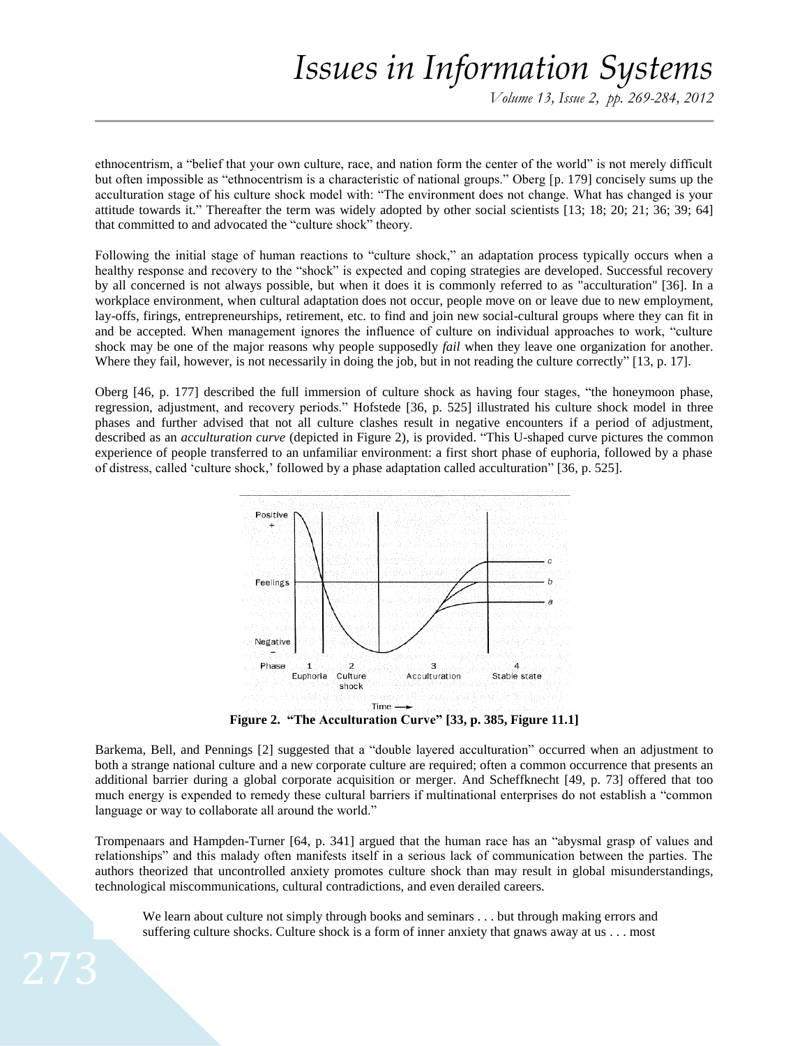ethnocentrism, a "belief that your own culture, race, and nation form the center of the world" is not merely difficult but often impossible as "ethnocentrism is a characteristic of national groups." Oberg [p. 179] concisely sums up the acculturation stage of his culture shock model with: "The environment does not change. What has changed is your attitude towards it." Thereafter the term was widely adopted by other social scientists [13; 18; 20; 21; 36; 39; 64] that committed to and advocated the "culture shock" theory.

Following the initial stage of human reactions to "culture shock," an adaptation process typically occurs when a healthy response and recovery to the "shock" is expected and coping strategies are developed. Successful recovery by all concerned is not always possible, but when it does it is commonly referred to as "acculturation" [36]. In a workplace environment, when cultural adaptation does not occur, people move on or leave due to new employment, lay-offs, firings, entrepreneurships, retirement, etc. to find and join new social-cultural groups where they can fit in and be accepted. When management ignores the influence of culture on individual approaches to work, "culture shock may be one of the major reasons why people supposedly *fail* when they leave one organization for another. Where they fail, however, is not necessarily in doing the job, but in not reading the culture correctly" [13, p. 17].

Oberg [46, p. 177] described the full immersion of culture shock as having four stages, "the honeymoon phase, regression, adjustment, and recovery periods." Hofstede [36, p. 525] illustrated his culture shock model in three phases and further advised that not all culture clashes result in negative encounters if a period of adjustment, described as an *acculturation curve* (depicted in Figure 2), is provided. "This U-shaped curve pictures the common experience of people transferred to an unfamiliar environment: a first short phase of euphoria, followed by a phase of distress, called 'culture shock,' followed by a phase adaptation called acculturation" [36, p. 525].

**Figure 2. "The Acculturation Curve" [33, p. 385, Figure 11.1]**

Barkema, Bell, and Pennings [2] suggested that a "double layered acculturation" occurred when an adjustment to both a strange national culture and a new corporate culture are required; often a common occurrence that presents an additional barrier during a global corporate acquisition or merger. And Scheffknecht [49, p. 73] offered that too much energy is expended to remedy these cultural barriers if multinational enterprises do not establish a "common language or way to collaborate all around the world."

Trompenaars and Hampden-Turner [64, p. 341] argued that the human race has an "abysmal grasp of values and relationships" and this malady often manifests itself in a serious lack of communication between the parties. The authors theorized that uncontrolled anxiety promotes culture shock than may result in global misunderstandings, technological miscommunications, cultural contradictions, and even derailed careers.

> We learn about culture not simply through books and seminars . . . but through making errors and suffering culture shocks. Culture shock is a form of inner anxiety that gnaws away at us . . . most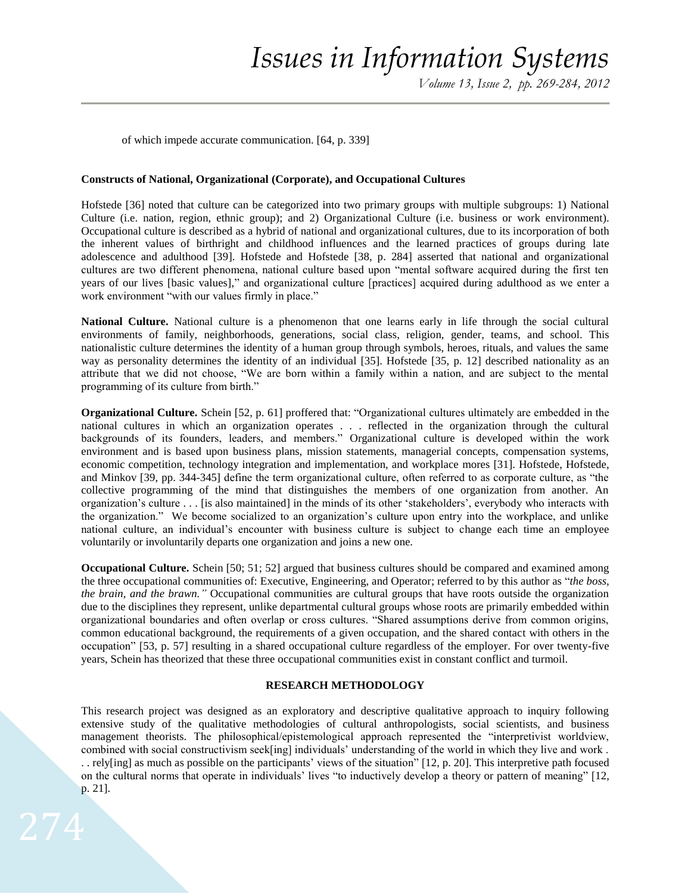of which impede accurate communication. [64, p. 339]

**Constructs of National, Organizational (Corporate), and Occupational Cultures**

Hofstede [36] noted that culture can be categorized into two primary groups with multiple subgroups: 1) National Culture (i.e. nation, region, ethnic group); and 2) Organizational Culture (i.e. business or work environment). Occupational culture is described as a hybrid of national and organizational cultures, due to its incorporation of both the inherent values of birthright and childhood influences and the learned practices of groups during late adolescence and adulthood [39]. Hofstede and Hofstede [38, p. 284] asserted that national and organizational cultures are two different phenomena, national culture based upon "mental software acquired during the first ten years of our lives [basic values]," and organizational culture [practices] acquired during adulthood as we enter a work environment "with our values firmly in place."

**National Culture.** National culture is a phenomenon that one learns early in life through the social cultural environments of family, neighborhoods, generations, social class, religion, gender, teams, and school. This nationalistic culture determines the identity of a human group through symbols, heroes, rituals, and values the same way as personality determines the identity of an individual [35]. Hofstede [35, p. 12] described nationality as an attribute that we did not choose, "We are born within a family within a nation, and are subject to the mental programming of its culture from birth."

**Organizational Culture.** Schein [52, p. 61] proffered that: "Organizational cultures ultimately are embedded in the national cultures in which an organization operates . . . reflected in the organization through the cultural backgrounds of its founders, leaders, and members." Organizational culture is developed within the work environment and is based upon business plans, mission statements, managerial concepts, compensation systems, economic competition, technology integration and implementation, and workplace mores [31]. Hofstede, Hofstede, and Minkov [39, pp. 344-345] define the term organizational culture, often referred to as corporate culture, as "the collective programming of the mind that distinguishes the members of one organization from another. An organization's culture . . . [is also maintained] in the minds of its other 'stakeholders', everybody who interacts with the organization." We become socialized to an organization's culture upon entry into the workplace, and unlike national culture, an individual's encounter with business culture is subject to change each time an employee voluntarily or involuntarily departs one organization and joins a new one.

**Occupational Culture.** Schein [50; 51; 52] argued that business cultures should be compared and examined among the three occupational communities of: Executive, Engineering, and Operator; referred to by this author as "*the boss, the brain, and the brawn.*" Occupational communities are cultural groups that have roots outside the organization due to the disciplines they represent, unlike departmental cultural groups whose roots are primarily embedded within organizational boundaries and often overlap or cross cultures. "Shared assumptions derive from common origins, common educational background, the requirements of a given occupation, and the shared contact with others in the occupation" [53, p. 57] resulting in a shared occupational culture regardless of the employer. For over twenty-five years, Schein has theorized that these three occupational communities exist in constant conflict and turmoil.

## RESEARCH METHODOLOGY

This research project was designed as an exploratory and descriptive qualitative approach to inquiry following extensive study of the qualitative methodologies of cultural anthropologists, social scientists, and business management theorists. The philosophical/epistemological approach represented the "interpretivist worldview, combined with social constructivism seek[ing] individuals' understanding of the world in which they live and work . . . rely[ing] as much as possible on the participants' views of the situation" [12, p. 20]. This interpretive path focused on the cultural norms that operate in individuals' lives "to inductively develop a theory or pattern of meaning" [12, p. 21].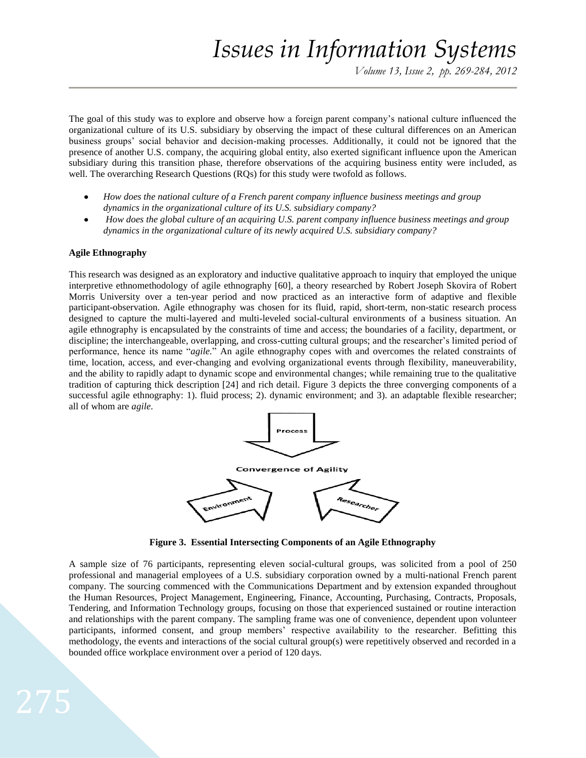The goal of this study was to explore and observe how a foreign parent company's national culture influenced the organizational culture of its U.S. subsidiary by observing the impact of these cultural differences on an American business groups' social behavior and decision-making processes. Additionally, it could not be ignored that the presence of another U.S. company, the acquiring global entity, also exerted significant influence upon the American subsidiary during this transition phase, therefore observations of the acquiring business entity were included, as well. The overarching Research Questions (RQs) for this study were twofold as follows.

- *How does the national culture of a French parent company influence business meetings and group dynamics in the organizational culture of its U.S. subsidiary company?*
- *How does the global culture of an acquiring U.S. parent company influence business meetings and group dynamics in the organizational culture of its newly acquired U.S. subsidiary company?*

**Agile Ethnography**

This research was designed as an exploratory and inductive qualitative approach to inquiry that employed the unique interpretive ethnomethodology of agile ethnography [60], a theory researched by Robert Joseph Skovira of Robert Morris University over a ten-year period and now practiced as an interactive form of adaptive and flexible participant-observation. Agile ethnography was chosen for its fluid, rapid, short-term, non-static research process designed to capture the multi-layered and multi-leveled social-cultural environments of a business situation. An agile ethnography is encapsulated by the constraints of time and access; the boundaries of a facility, department, or discipline; the interchangeable, overlapping, and cross-cutting cultural groups; and the researcher's limited period of performance, hence its name "*agile.*" An agile ethnography copes with and overcomes the related constraints of time, location, access, and ever-changing and evolving organizational events through flexibility, maneuverability, and the ability to rapidly adapt to dynamic scope and environmental changes; while remaining true to the qualitative tradition of capturing thick description [24] and rich detail. Figure 3 depicts the three converging components of a successful agile ethnography: 1). fluid process; 2). dynamic environment; and 3). an adaptable flexible researcher; all of whom are *agile*.

Process

Convergence of Agility

Environment

Researcher

**Figure 3. Essential Intersecting Components of an Agile Ethnography**

A sample size of 76 participants, representing eleven social-cultural groups, was solicited from a pool of 250 professional and managerial employees of a U.S. subsidiary corporation owned by a multi-national French parent company. The sourcing commenced with the Communications Department and by extension expanded throughout the Human Resources, Project Management, Engineering, Finance, Accounting, Purchasing, Contracts, Proposals, Tendering, and Information Technology groups, focusing on those that experienced sustained or routine interaction and relationships with the parent company. The sampling frame was one of convenience, dependent upon volunteer participants, informed consent, and group members' respective availability to the researcher. Befitting this methodology, the events and interactions of the social cultural group(s) were repetitively observed and recorded in a bounded office workplace environment over a period of 120 days.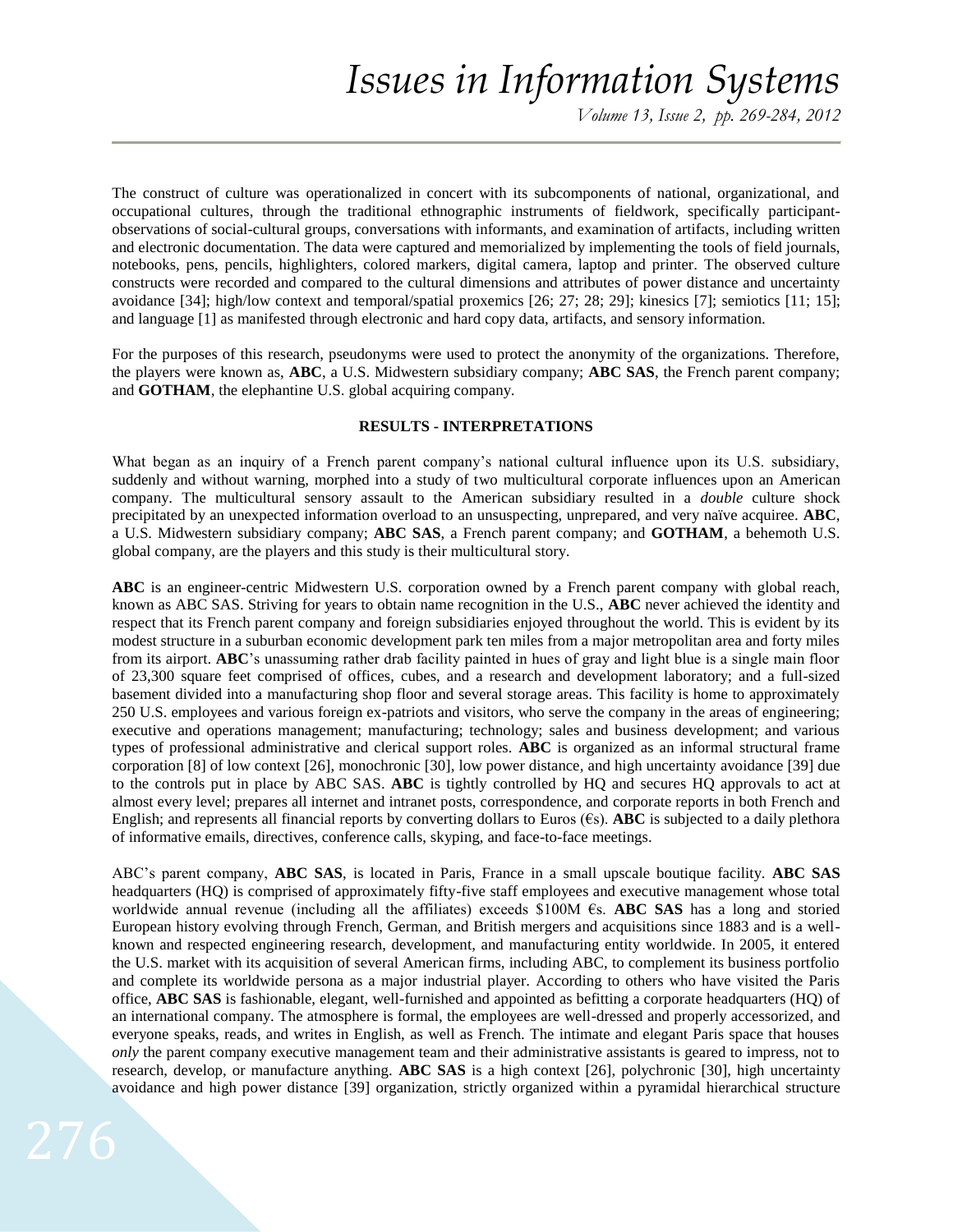The construct of culture was operationalized in concert with its subcomponents of national, organizational, and occupational cultures, through the traditional ethnographic instruments of fieldwork, specifically participant-observations of social-cultural groups, conversations with informants, and examination of artifacts, including written and electronic documentation. The data were captured and memorialized by implementing the tools of field journals, notebooks, pens, pencils, highlighters, colored markers, digital camera, laptop and printer. The observed culture constructs were recorded and compared to the cultural dimensions and attributes of power distance and uncertainty avoidance [34]; high/low context and temporal/spatial proxemics [26; 27; 28; 29]; kinesics [7]; semiotics [11; 15]; and language [1] as manifested through electronic and hard copy data, artifacts, and sensory information.

For the purposes of this research, pseudonyms were used to protect the anonymity of the organizations. Therefore, the players were known as, **ABC**, a U.S. Midwestern subsidiary company; **ABC SAS**, the French parent company; and **GOTHAM**, the elephantine U.S. global acquiring company.

## RESULTS - INTERPRETATIONS

What began as an inquiry of a French parent company's national cultural influence upon its U.S. subsidiary, suddenly and without warning, morphed into a study of two multicultural corporate influences upon an American company. The multicultural sensory assault to the American subsidiary resulted in a *double* culture shock precipitated by an unexpected information overload to an unsuspecting, unprepared, and very naïve acquiree. **ABC**, a U.S. Midwestern subsidiary company; **ABC SAS**, a French parent company; and **GOTHAM**, a behemoth U.S. global company, are the players and this study is their multicultural story.

**ABC** is an engineer-centric Midwestern U.S. corporation owned by a French parent company with global reach, known as ABC SAS. Striving for years to obtain name recognition in the U.S., **ABC** never achieved the identity and respect that its French parent company and foreign subsidiaries enjoyed throughout the world. This is evident by its modest structure in a suburban economic development park ten miles from a major metropolitan area and forty miles from its airport. **ABC**'s unassuming rather drab facility painted in hues of gray and light blue is a single main floor of 23,300 square feet comprised of offices, cubes, and a research and development laboratory; and a full-sized basement divided into a manufacturing shop floor and several storage areas. This facility is home to approximately 250 U.S. employees and various foreign ex-patriots and visitors, who serve the company in the areas of engineering; executive and operations management; manufacturing; technology; sales and business development; and various types of professional administrative and clerical support roles. **ABC** is organized as an informal structural frame corporation [8] of low context [26], monochronic [30], low power distance, and high uncertainty avoidance [39] due to the controls put in place by ABC SAS. **ABC** is tightly controlled by HQ and secures HQ approvals to act at almost every level; prepares all internet and intranet posts, correspondence, and corporate reports in both French and English; and represents all financial reports by converting dollars to Euros (€s). **ABC** is subjected to a daily plethora of informative emails, directives, conference calls, skyping, and face-to-face meetings.

ABC's parent company, **ABC SAS**, is located in Paris, France in a small upscale boutique facility. **ABC SAS** headquarters (HQ) is comprised of approximately fifty-five staff employees and executive management whose total worldwide annual revenue (including all the affiliates) exceeds \$100M €s. **ABC SAS** has a long and storied European history evolving through French, German, and British mergers and acquisitions since 1883 and is a well-known and respected engineering research, development, and manufacturing entity worldwide. In 2005, it entered the U.S. market with its acquisition of several American firms, including ABC, to complement its business portfolio and complete its worldwide persona as a major industrial player. According to others who have visited the Paris office, **ABC SAS** is fashionable, elegant, well-furnished and appointed as befitting a corporate headquarters (HQ) of an international company. The atmosphere is formal, the employees are well-dressed and properly accessorized, and everyone speaks, reads, and writes in English, as well as French. The intimate and elegant Paris space that houses *only* the parent company executive management team and their administrative assistants is geared to impress, not to research, develop, or manufacture anything. **ABC SAS** is a high context [26], polychronic [30], high uncertainty avoidance and high power distance [39] organization, strictly organized within a pyramidal hierarchical structure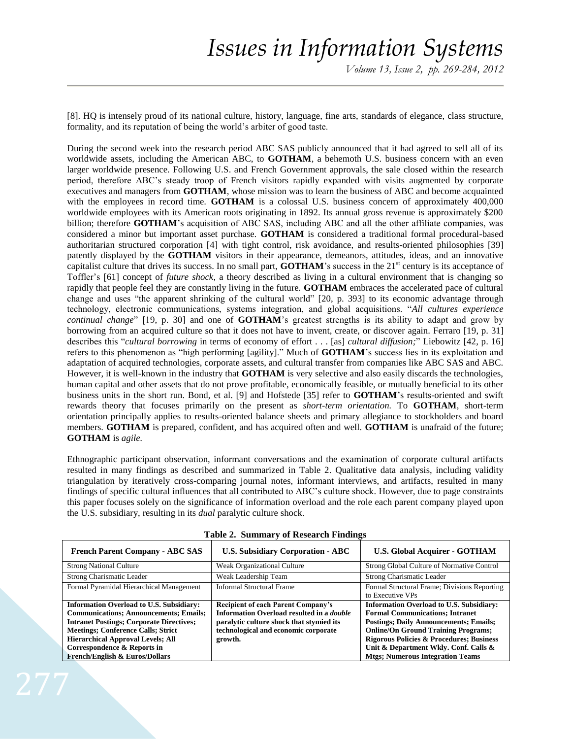[8]. HQ is intensely proud of its national culture, history, language, fine arts, standards of elegance, class structure, formality, and its reputation of being the world's arbiter of good taste.

During the second week into the research period ABC SAS publicly announced that it had agreed to sell all of its worldwide assets, including the American ABC, to **GOTHAM**, a behemoth U.S. business concern with an even larger worldwide presence. Following U.S. and French Government approvals, the sale closed within the research period, therefore ABC's steady troop of French visitors rapidly expanded with visits augmented by corporate executives and managers from **GOTHAM**, whose mission was to learn the business of ABC and become acquainted with the employees in record time. **GOTHAM** is a colossal U.S. business concern of approximately 400,000 worldwide employees with its American roots originating in 1892. Its annual gross revenue is approximately $200 billion; therefore **GOTHAM**'s acquisition of ABC SAS, including ABC and all the other affiliate companies, was considered a minor but important asset purchase. **GOTHAM** is considered a traditional formal procedural-based authoritarian structured corporation [4] with tight control, risk avoidance, and results-oriented philosophies [39] patently displayed by the **GOTHAM** visitors in their appearance, demeanors, attitudes, ideas, and an innovative capitalist culture that drives its success. In no small part, **GOTHAM**'s success in the 21st century is its acceptance of Toffler's [61] concept of *future shock*, a theory described as living in a cultural environment that is changing so rapidly that people feel they are constantly living in the future. **GOTHAM** embraces the accelerated pace of cultural change and uses "the apparent shrinking of the cultural world" [20, p. 393] to its economic advantage through technology, electronic communications, systems integration, and global acquisitions. "*All cultures experience continual change*" [19, p. 30] and one of **GOTHAM**'s greatest strengths is its ability to adapt and grow by borrowing from an acquired culture so that it does not have to invent, create, or discover again. Ferraro [19, p. 31] describes this "*cultural borrowing* in terms of economy of effort . . . [as] *cultural diffusion;*" Liebowitz [42, p. 16] refers to this phenomenon as "high performing [agility]." Much of **GOTHAM**'s success lies in its exploitation and adaptation of acquired technologies, corporate assets, and cultural transfer from companies like ABC SAS and ABC. However, it is well-known in the industry that **GOTHAM** is very selective and also easily discards the technologies, human capital and other assets that do not prove profitable, economically feasible, or mutually beneficial to its other business units in the short run. Bond, et al. [9] and Hofstede [35] refer to **GOTHAM**'s results-oriented and swift rewards theory that focuses primarily on the present as *short-term orientation.* To **GOTHAM**, short-term orientation principally applies to results-oriented balance sheets and primary allegiance to stockholders and board members. **GOTHAM** is prepared, confident, and has acquired often and well. **GOTHAM** is unafraid of the future; **GOTHAM** is *agile.*

Ethnographic participant observation, informant conversations and the examination of corporate cultural artifacts resulted in many findings as described and summarized in Table 2. Qualitative data analysis, including validity triangulation by iteratively cross-comparing journal notes, informant interviews, and artifacts, resulted in many findings of specific cultural influences that all contributed to ABC's culture shock. However, due to page constraints this paper focuses solely on the significance of information overload and the role each parent company played upon the U.S. subsidiary, resulting in its *dual* paralytic culture shock.

**Table 2. Summary of Research Findings**

| French Parent Company - ABC SAS | U.S. Subsidiary Corporation - ABC | U.S. Global Acquirer - GOTHAM |
|---|---|---|
| Strong National Culture | Weak Organizational Culture | Strong Global Culture of Normative Control |
| Strong Charismatic Leader | Weak Leadership Team | Strong Charismatic Leader |
| Formal Pyramidal Hierarchical Management | Informal Structural Frame | Formal Structural Frame; Divisions Reporting to Executive VPs |
| **Information Overload to U.S. Subsidiary: Communications; Announcements; Emails; Intranet Postings; Corporate Directives; Meetings; Conference Calls; Strict Hierarchical Approval Levels; All Correspondence & Reports in French/English & Euros/Dollars** | **Recipient of each Parent Company's Information Overload resulted in a *double* paralytic culture shock that stymied its technological and economic corporate growth.** | **Information Overload to U.S. Subsidiary: Formal Communications; Intranet Postings; Daily Announcements; Emails; Online/On Ground Training Programs; Rigorous Policies & Procedures; Business Unit & Department Wkly. Conf. Calls & Mtgs; Numerous Integration Teams** |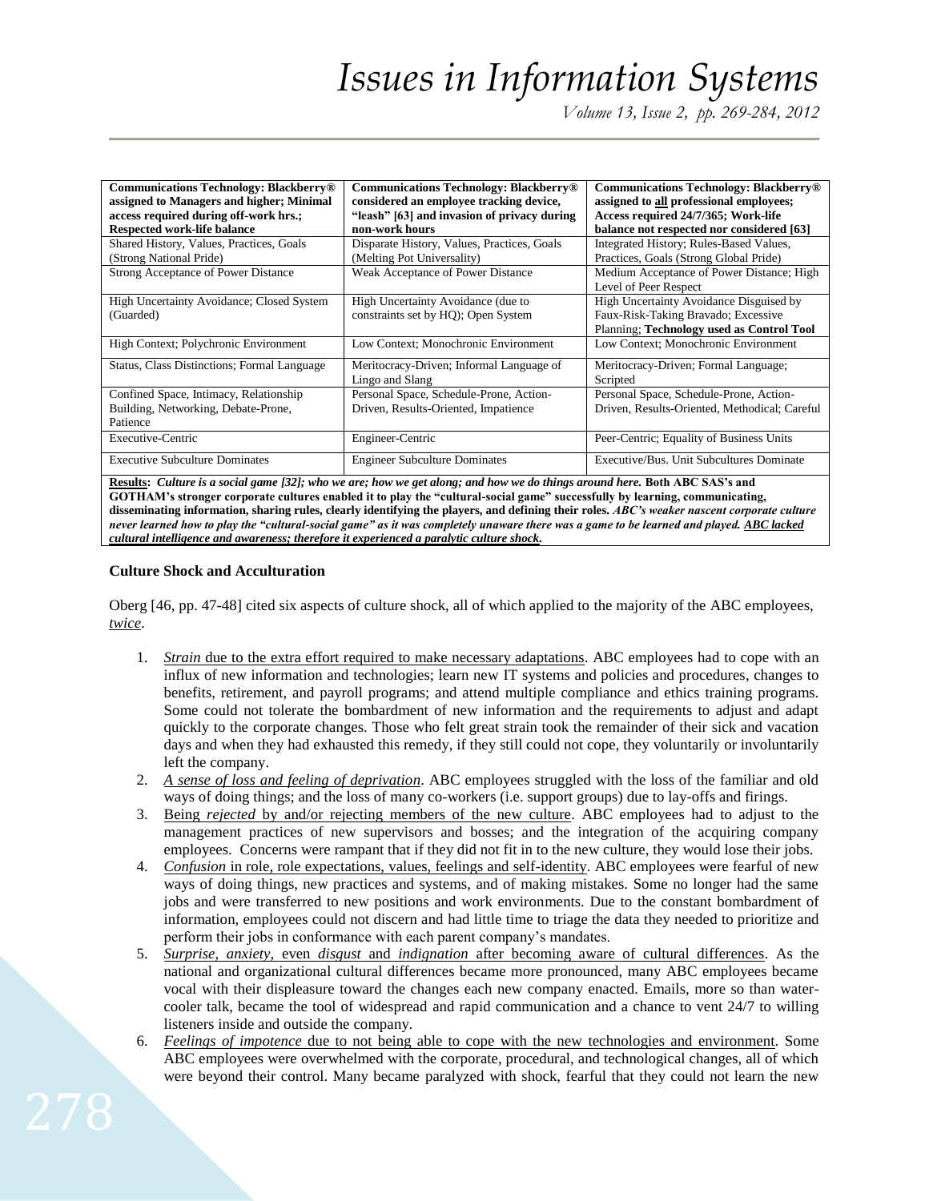| **Communications Technology: Blackberry® assigned to Managers and higher; Minimal access required during off-work hrs.; Respected work-life balance** | **Communications Technology: Blackberry® considered an employee tracking device, "leash" [63] and invasion of privacy during non-work hours** | **Communications Technology: Blackberry® assigned to <u>all</u> professional employees; Access required 24/7/365; Work-life balance not respected nor considered [63]** |
|---|---|---|
| Shared History, Values, Practices, Goals (Strong National Pride) | Disparate History, Values, Practices, Goals (Melting Pot Universality) | Integrated History; Rules-Based Values, Practices, Goals (Strong Global Pride) |
| Strong Acceptance of Power Distance | Weak Acceptance of Power Distance | Medium Acceptance of Power Distance; High Level of Peer Respect |
| High Uncertainty Avoidance; Closed System (Guarded) | High Uncertainty Avoidance (due to constraints set by HQ); Open System | High Uncertainty Avoidance Disguised by Faux-Risk-Taking Bravado; Excessive Planning; **Technology used as Control Tool** |
| High Context; Polychronic Environment | Low Context; Monochronic Environment | Low Context; Monochronic Environment |
| Status, Class Distinctions; Formal Language | Meritocracy-Driven; Informal Language of Lingo and Slang | Meritocracy-Driven; Formal Language; Scripted |
| Confined Space, Intimacy, Relationship Building, Networking, Debate-Prone, Patience | Personal Space, Schedule-Prone, Action-Driven, Results-Oriented, Impatience | Personal Space, Schedule-Prone, Action-Driven, Results-Oriented, Methodical; Careful |
| Executive-Centric | Engineer-Centric | Peer-Centric; Equality of Business Units |
| Executive Subculture Dominates | Engineer Subculture Dominates | Executive/Bus. Unit Subcultures Dominate |
| **<u>Results</u>:** ***Culture is a social game [32]; who we are; how we get along; and how we do things around here.*** **Both ABC SAS's and GOTHAM's stronger corporate cultures enabled it to play the "cultural-social game" successfully by learning, communicating, disseminating information, sharing rules, clearly identifying the players, and defining their roles.** ***ABC's weaker nascent corporate culture never learned how to play the "cultural-social game" as it was completely unaware there was a game to be learned and played. <u>ABC lacked cultural intelligence and awareness; therefore it experienced a paralytic culture shock</u>.*** | | |

### Culture Shock and Acculturation

Oberg [46, pp. 47-48] cited six aspects of culture shock, all of which applied to the majority of the ABC employees, *<u>twice</u>*.

1. <u>*Strain* due to the extra effort required to make necessary adaptations</u>. ABC employees had to cope with an influx of new information and technologies; learn new IT systems and policies and procedures, changes to benefits, retirement, and payroll programs; and attend multiple compliance and ethics training programs. Some could not tolerate the bombardment of new information and the requirements to adjust and adapt quickly to the corporate changes. Those who felt great strain took the remainder of their sick and vacation days and when they had exhausted this remedy, if they still could not cope, they voluntarily or involuntarily left the company.
2. <u>*A sense of loss and feeling of deprivation*</u>. ABC employees struggled with the loss of the familiar and old ways of doing things; and the loss of many co-workers (i.e. support groups) due to lay-offs and firings.
3. <u>Being *rejected* by and/or rejecting members of the new culture</u>. ABC employees had to adjust to the management practices of new supervisors and bosses; and the integration of the acquiring company employees. Concerns were rampant that if they did not fit in to the new culture, they would lose their jobs.
4. <u>*Confusion* in role, role expectations, values, feelings and self-identity</u>. ABC employees were fearful of new ways of doing things, new practices and systems, and of making mistakes. Some no longer had the same jobs and were transferred to new positions and work environments. Due to the constant bombardment of information, employees could not discern and had little time to triage the data they needed to prioritize and perform their jobs in conformance with each parent company's mandates.
5. <u>*Surprise, anxiety,* even *disgust* and *indignation* after becoming aware of cultural differences</u>. As the national and organizational cultural differences became more pronounced, many ABC employees became vocal with their displeasure toward the changes each new company enacted. Emails, more so than water-cooler talk, became the tool of widespread and rapid communication and a chance to vent 24/7 to willing listeners inside and outside the company.
6. <u>*Feelings of impotence* due to not being able to cope with the new technologies and environment</u>. Some ABC employees were overwhelmed with the corporate, procedural, and technological changes, all of which were beyond their control. Many became paralyzed with shock, fearful that they could not learn the new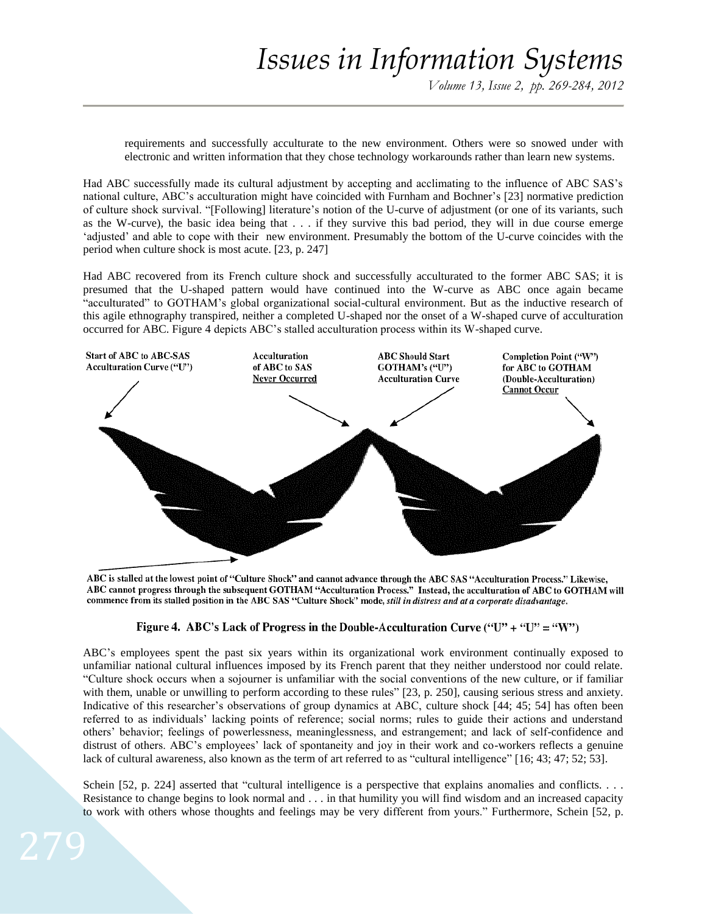requirements and successfully acculturate to the new environment. Others were so snowed under with electronic and written information that they chose technology workarounds rather than learn new systems.

Had ABC successfully made its cultural adjustment by accepting and acclimating to the influence of ABC SAS's national culture, ABC's acculturation might have coincided with Furnham and Bochner's [23] normative prediction of culture shock survival. "[Following] literature's notion of the U-curve of adjustment (or one of its variants, such as the W-curve), the basic idea being that . . . if they survive this bad period, they will in due course emerge 'adjusted' and able to cope with their new environment. Presumably the bottom of the U-curve coincides with the period when culture shock is most acute. [23, p. 247]

Had ABC recovered from its French culture shock and successfully acculturated to the former ABC SAS; it is presumed that the U-shaped pattern would have continued into the W-curve as ABC once again became "acculturated" to GOTHAM's global organizational social-cultural environment. But as the inductive research of this agile ethnography transpired, neither a completed U-shaped nor the onset of a W-shaped curve of acculturation occurred for ABC. Figure 4 depicts ABC's stalled acculturation process within its W-shaped curve.

Start of ABC to ABC-SAS Acculturation Curve ("U")

Acculturation of ABC to SAS **Never Occurred**

ABC Should Start GOTHAM's ("U") Acculturation Curve

Completion Point ("W") for ABC to GOTHAM (Double-Acculturation) **Cannot Occur**

ABC is stalled at the lowest point of "Culture Shock" and cannot advance through the ABC SAS "Acculturation Process." Likewise, ABC cannot progress through the subsequent GOTHAM "Acculturation Process." Instead, the acculturation of ABC to GOTHAM will commence from its stalled position in the ABC SAS "Culture Shock" mode, *still in distress and at a corporate disadvantage.*

**Figure 4. ABC's Lack of Progress in the Double-Acculturation Curve ("U" + "U" = "W")**

ABC's employees spent the past six years within its organizational work environment continually exposed to unfamiliar national cultural influences imposed by its French parent that they neither understood nor could relate. "Culture shock occurs when a sojourner is unfamiliar with the social conventions of the new culture, or if familiar with them, unable or unwilling to perform according to these rules" [23, p. 250], causing serious stress and anxiety. Indicative of this researcher's observations of group dynamics at ABC, culture shock [44; 45; 54] has often been referred to as individuals' lacking points of reference; social norms; rules to guide their actions and understand others' behavior; feelings of powerlessness, meaninglessness, and estrangement; and lack of self-confidence and distrust of others. ABC's employees' lack of spontaneity and joy in their work and co-workers reflects a genuine lack of cultural awareness, also known as the term of art referred to as "cultural intelligence" [16; 43; 47; 52; 53].

Schein [52, p. 224] asserted that "cultural intelligence is a perspective that explains anomalies and conflicts. . . . Resistance to change begins to look normal and . . . in that humility you will find wisdom and an increased capacity to work with others whose thoughts and feelings may be very different from yours." Furthermore, Schein [52, p.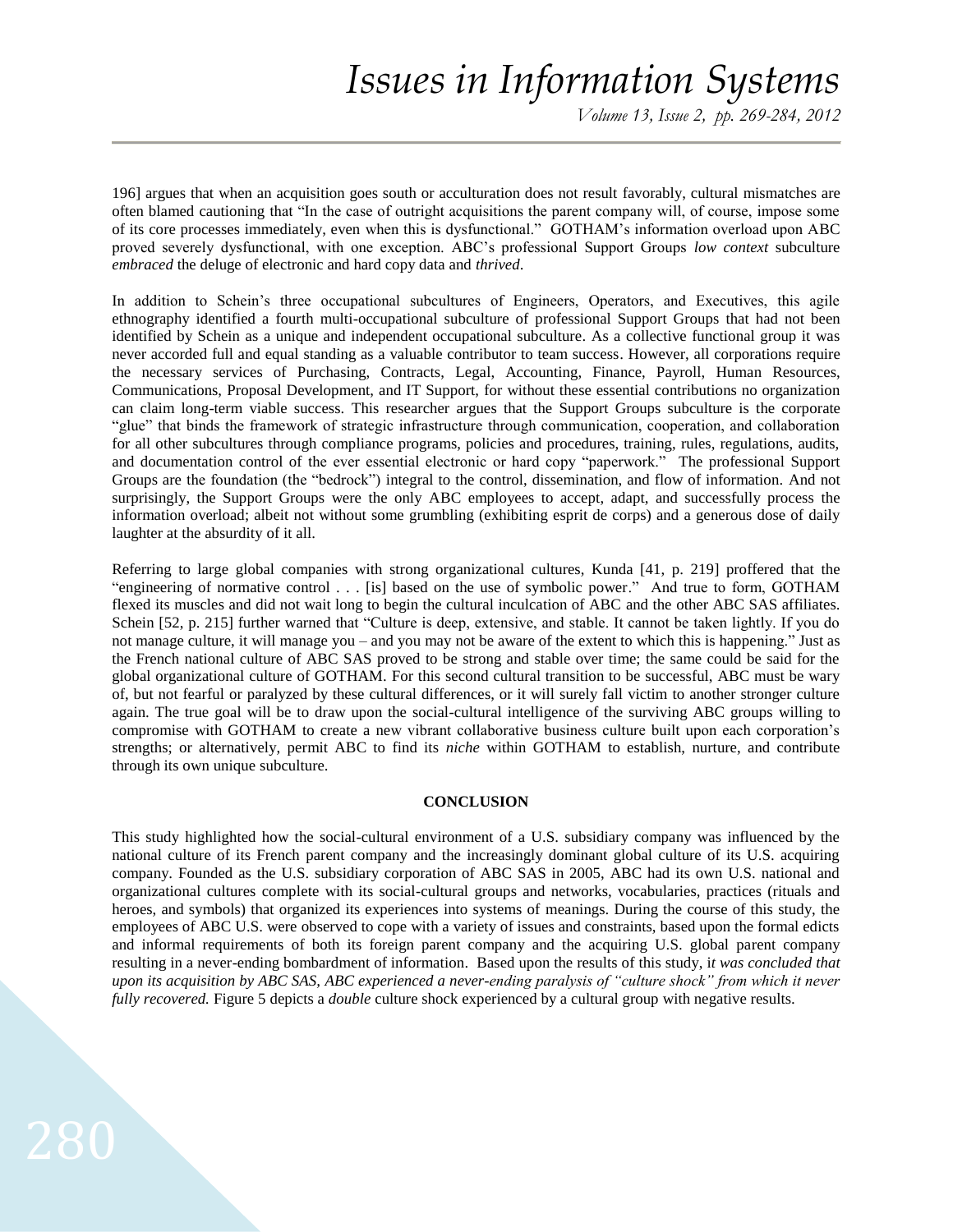196] argues that when an acquisition goes south or acculturation does not result favorably, cultural mismatches are often blamed cautioning that "In the case of outright acquisitions the parent company will, of course, impose some of its core processes immediately, even when this is dysfunctional." GOTHAM's information overload upon ABC proved severely dysfunctional, with one exception. ABC's professional Support Groups *low context* subculture *embraced* the deluge of electronic and hard copy data and *thrived*.

In addition to Schein's three occupational subcultures of Engineers, Operators, and Executives, this agile ethnography identified a fourth multi-occupational subculture of professional Support Groups that had not been identified by Schein as a unique and independent occupational subculture. As a collective functional group it was never accorded full and equal standing as a valuable contributor to team success. However, all corporations require the necessary services of Purchasing, Contracts, Legal, Accounting, Finance, Payroll, Human Resources, Communications, Proposal Development, and IT Support, for without these essential contributions no organization can claim long-term viable success. This researcher argues that the Support Groups subculture is the corporate "glue" that binds the framework of strategic infrastructure through communication, cooperation, and collaboration for all other subcultures through compliance programs, policies and procedures, training, rules, regulations, audits, and documentation control of the ever essential electronic or hard copy "paperwork." The professional Support Groups are the foundation (the "bedrock") integral to the control, dissemination, and flow of information. And not surprisingly, the Support Groups were the only ABC employees to accept, adapt, and successfully process the information overload; albeit not without some grumbling (exhibiting esprit de corps) and a generous dose of daily laughter at the absurdity of it all.

Referring to large global companies with strong organizational cultures, Kunda [41, p. 219] proffered that the "engineering of normative control . . . [is] based on the use of symbolic power." And true to form, GOTHAM flexed its muscles and did not wait long to begin the cultural inculcation of ABC and the other ABC SAS affiliates. Schein [52, p. 215] further warned that "Culture is deep, extensive, and stable. It cannot be taken lightly. If you do not manage culture, it will manage you – and you may not be aware of the extent to which this is happening." Just as the French national culture of ABC SAS proved to be strong and stable over time; the same could be said for the global organizational culture of GOTHAM. For this second cultural transition to be successful, ABC must be wary of, but not fearful or paralyzed by these cultural differences, or it will surely fall victim to another stronger culture again. The true goal will be to draw upon the social-cultural intelligence of the surviving ABC groups willing to compromise with GOTHAM to create a new vibrant collaborative business culture built upon each corporation's strengths; or alternatively, permit ABC to find its *niche* within GOTHAM to establish, nurture, and contribute through its own unique subculture.

## CONCLUSION

This study highlighted how the social-cultural environment of a U.S. subsidiary company was influenced by the national culture of its French parent company and the increasingly dominant global culture of its U.S. acquiring company. Founded as the U.S. subsidiary corporation of ABC SAS in 2005, ABC had its own U.S. national and organizational cultures complete with its social-cultural groups and networks, vocabularies, practices (rituals and heroes, and symbols) that organized its experiences into systems of meanings. During the course of this study, the employees of ABC U.S. were observed to cope with a variety of issues and constraints, based upon the formal edicts and informal requirements of both its foreign parent company and the acquiring U.S. global parent company resulting in a never-ending bombardment of information. Based upon the results of this study, i*t was concluded that upon its acquisition by ABC SAS, ABC experienced a never-ending paralysis of "culture shock" from which it never fully recovered.* Figure 5 depicts a *double* culture shock experienced by a cultural group with negative results.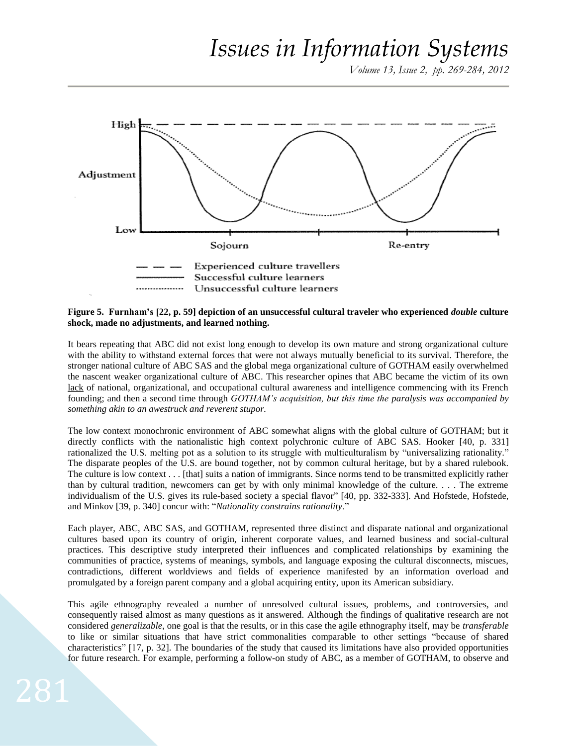**Figure 5. Furnham's [22, p. 59] depiction of an unsuccessful cultural traveler who experienced *double* culture shock, made no adjustments, and learned nothing.**

It bears repeating that ABC did not exist long enough to develop its own mature and strong organizational culture with the ability to withstand external forces that were not always mutually beneficial to its survival. Therefore, the stronger national culture of ABC SAS and the global mega organizational culture of GOTHAM easily overwhelmed the nascent weaker organizational culture of ABC. This researcher opines that ABC became the victim of its own <u>lack</u> of national, organizational, and occupational cultural awareness and intelligence commencing with its French founding; and then a second time through *GOTHAM's acquisition, but this time the paralysis was accompanied by something akin to an awestruck and reverent stupor.*

The low context monochronic environment of ABC somewhat aligns with the global culture of GOTHAM; but it directly conflicts with the nationalistic high context polychronic culture of ABC SAS. Hooker [40, p. 331] rationalized the U.S. melting pot as a solution to its struggle with multiculturalism by "universalizing rationality." The disparate peoples of the U.S. are bound together, not by common cultural heritage, but by a shared rulebook. The culture is low context . . . [that] suits a nation of immigrants. Since norms tend to be transmitted explicitly rather than by cultural tradition, newcomers can get by with only minimal knowledge of the culture. . . . The extreme individualism of the U.S. gives its rule-based society a special flavor" [40, pp. 332-333]. And Hofstede, Hofstede, and Minkov [39, p. 340] concur with: "*Nationality constrains rationality*."

Each player, ABC, ABC SAS, and GOTHAM, represented three distinct and disparate national and organizational cultures based upon its country of origin, inherent corporate values, and learned business and social-cultural practices. This descriptive study interpreted their influences and complicated relationships by examining the communities of practice, systems of meanings, symbols, and language exposing the cultural disconnects, miscues, contradictions, different worldviews and fields of experience manifested by an information overload and promulgated by a foreign parent company and a global acquiring entity, upon its American subsidiary.

This agile ethnography revealed a number of unresolved cultural issues, problems, and controversies, and consequently raised almost as many questions as it answered. Although the findings of qualitative research are not considered *generalizable*, one goal is that the results, or in this case the agile ethnography itself, may be *transferable* to like or similar situations that have strict commonalities comparable to other settings "because of shared characteristics" [17, p. 32]. The boundaries of the study that caused its limitations have also provided opportunities for future research. For example, performing a follow-on study of ABC, as a member of GOTHAM, to observe and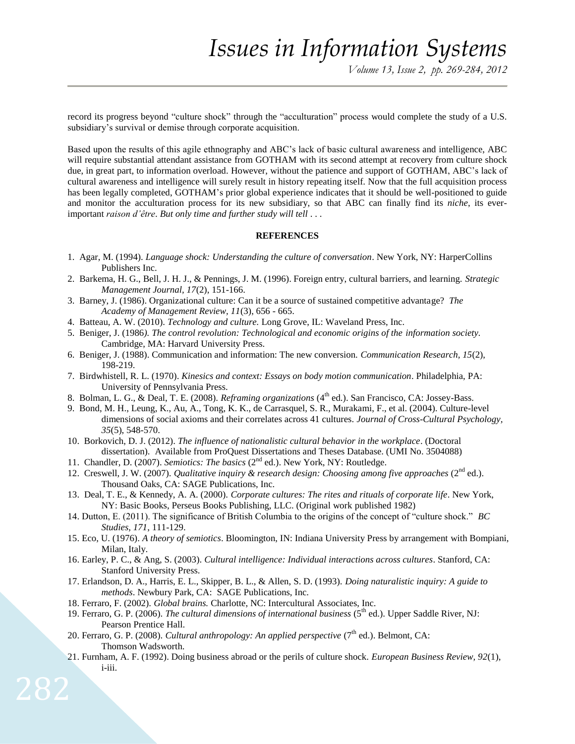record its progress beyond "culture shock" through the "acculturation" process would complete the study of a U.S. subsidiary's survival or demise through corporate acquisition.

Based upon the results of this agile ethnography and ABC's lack of basic cultural awareness and intelligence, ABC will require substantial attendant assistance from GOTHAM with its second attempt at recovery from culture shock due, in great part, to information overload. However, without the patience and support of GOTHAM, ABC's lack of cultural awareness and intelligence will surely result in history repeating itself. Now that the full acquisition process has been legally completed, GOTHAM's prior global experience indicates that it should be well-positioned to guide and monitor the acculturation process for its new subsidiary, so that ABC can finally find its *niche*, its ever-important *raison d'être*. *But only time and further study will tell . . .*

**REFERENCES**

1. Agar, M. (1994). *Language shock: Understanding the culture of conversation*. New York, NY: HarperCollins Publishers Inc.
2. Barkema, H. G., Bell, J. H. J., & Pennings, J. M. (1996). Foreign entry, cultural barriers, and learning. *Strategic Management Journal, 17*(2), 151-166.
3. Barney, J. (1986). Organizational culture: Can it be a source of sustained competitive advantage? *The Academy of Management Review, 11*(3), 656 - 665.
4. Batteau, A. W. (2010). *Technology and culture.* Long Grove, IL: Waveland Press, Inc.
5. Beniger, J. (1986). *The control revolution: Technological and economic origins of the information society.* Cambridge, MA: Harvard University Press.
6. Beniger, J. (1988). Communication and information: The new conversion. *Communication Research, 15*(2), 198-219.
7. Birdwhistell, R. L. (1970). *Kinesics and context: Essays on body motion communication*. Philadelphia, PA: University of Pennsylvania Press.
8. Bolman, L. G., & Deal, T. E. (2008). *Reframing organizations* (4th ed.). San Francisco, CA: Jossey-Bass.
9. Bond, M. H., Leung, K., Au, A., Tong, K. K., de Carrasquel, S. R., Murakami, F., et al. (2004). Culture-level dimensions of social axioms and their correlates across 41 cultures. *Journal of Cross-Cultural Psychology, 35*(5), 548-570.
10. Borkovich, D. J. (2012). *The influence of nationalistic cultural behavior in the workplace*. (Doctoral dissertation). Available from ProQuest Dissertations and Theses Database. (UMI No. 3504088)
11. Chandler, D. (2007). *Semiotics: The basics* (2nd ed.). New York, NY: Routledge.
12. Creswell, J. W. (2007). *Qualitative inquiry & research design: Choosing among five approaches* (2nd ed.). Thousand Oaks, CA: SAGE Publications, Inc.
13. Deal, T. E., & Kennedy, A. A. (2000). *Corporate cultures: The rites and rituals of corporate life*. New York, NY: Basic Books, Perseus Books Publishing, LLC. (Original work published 1982)
14. Dutton, E. (2011). The significance of British Columbia to the origins of the concept of "culture shock." *BC Studies, 171*, 111-129.
15. Eco, U. (1976). *A theory of semiotics*. Bloomington, IN: Indiana University Press by arrangement with Bompiani, Milan, Italy.
16. Earley, P. C., & Ang, S. (2003). *Cultural intelligence: Individual interactions across cultures*. Stanford, CA: Stanford University Press.
17. Erlandson, D. A., Harris, E. L., Skipper, B. L., & Allen, S. D. (1993). *Doing naturalistic inquiry: A guide to methods*. Newbury Park, CA: SAGE Publications, Inc.
18. Ferraro, F. (2002). *Global brains.* Charlotte, NC: Intercultural Associates, Inc.
19. Ferraro, G. P. (2006). *The cultural dimensions of international business* (5th ed.). Upper Saddle River, NJ: Pearson Prentice Hall.
20. Ferraro, G. P. (2008). *Cultural anthropology: An applied perspective* (7th ed.). Belmont, CA: Thomson Wadsworth.
21. Furnham, A. F. (1992). Doing business abroad or the perils of culture shock. *European Business Review, 92*(1), i-iii.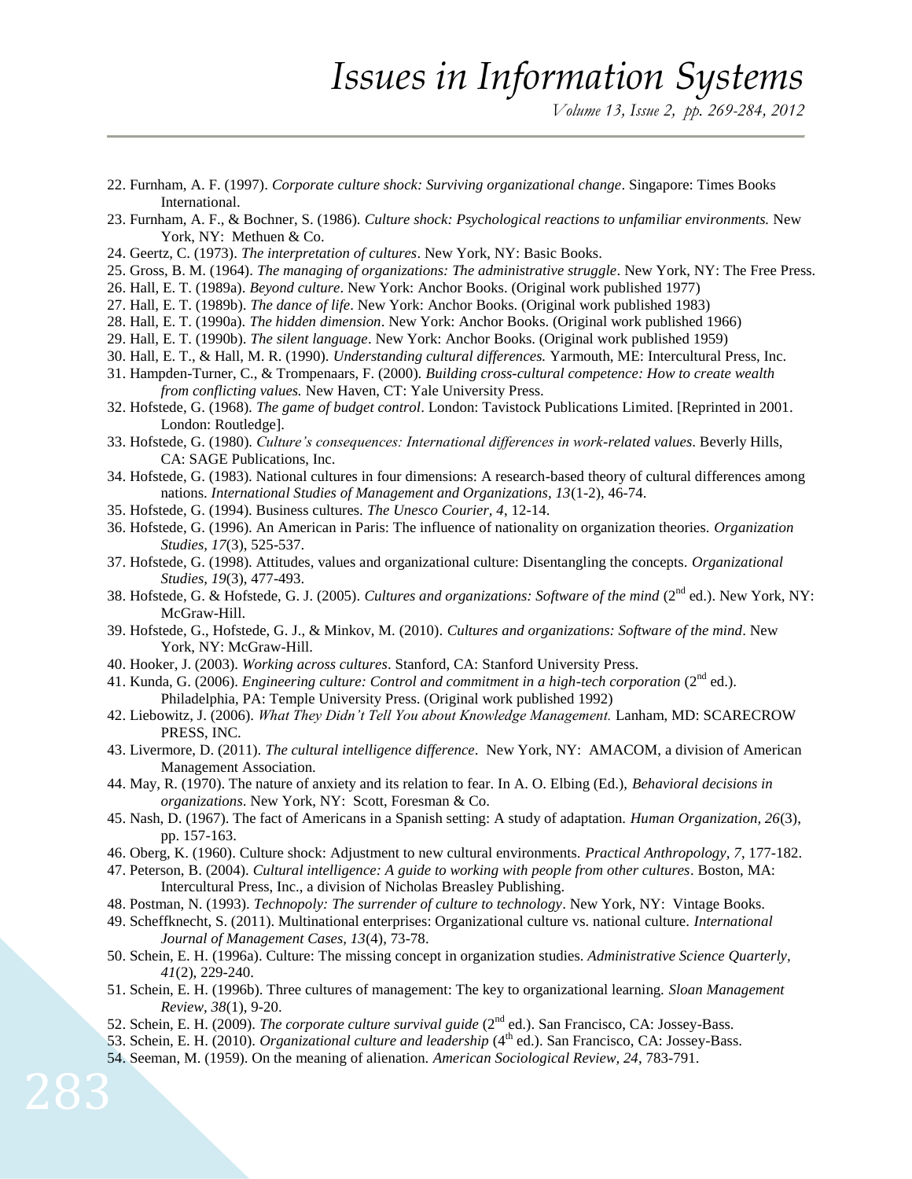22. Furnham, A. F. (1997). *Corporate culture shock: Surviving organizational change*. Singapore: Times Books International.
23. Furnham, A. F., & Bochner, S. (1986). *Culture shock: Psychological reactions to unfamiliar environments.* New York, NY: Methuen & Co.
24. Geertz, C. (1973). *The interpretation of cultures*. New York, NY: Basic Books.
25. Gross, B. M. (1964). *The managing of organizations: The administrative struggle*. New York, NY: The Free Press.
26. Hall, E. T. (1989a). *Beyond culture*. New York: Anchor Books. (Original work published 1977)
27. Hall, E. T. (1989b). *The dance of life*. New York: Anchor Books. (Original work published 1983)
28. Hall, E. T. (1990a). *The hidden dimension*. New York: Anchor Books. (Original work published 1966)
29. Hall, E. T. (1990b). *The silent language*. New York: Anchor Books. (Original work published 1959)
30. Hall, E. T., & Hall, M. R. (1990). *Understanding cultural differences.* Yarmouth, ME: Intercultural Press, Inc.
31. Hampden-Turner, C., & Trompenaars, F. (2000). *Building cross-cultural competence: How to create wealth from conflicting values.* New Haven, CT: Yale University Press.
32. Hofstede, G. (1968). *The game of budget control*. London: Tavistock Publications Limited. [Reprinted in 2001. London: Routledge].
33. Hofstede, G. (1980). *Culture's consequences: International differences in work-related values*. Beverly Hills, CA: SAGE Publications, Inc.
34. Hofstede, G. (1983). National cultures in four dimensions: A research-based theory of cultural differences among nations. *International Studies of Management and Organizations, 13*(1-2), 46-74.
35. Hofstede, G. (1994). Business cultures. *The Unesco Courier, 4*, 12-14.
36. Hofstede, G. (1996). An American in Paris: The influence of nationality on organization theories. *Organization Studies, 17*(3), 525-537.
37. Hofstede, G. (1998). Attitudes, values and organizational culture: Disentangling the concepts. *Organizational Studies, 19*(3), 477-493.
38. Hofstede, G. & Hofstede, G. J. (2005). *Cultures and organizations: Software of the mind* (2nd ed.). New York, NY: McGraw-Hill.
39. Hofstede, G., Hofstede, G. J., & Minkov, M. (2010). *Cultures and organizations: Software of the mind*. New York, NY: McGraw-Hill.
40. Hooker, J. (2003). *Working across cultures*. Stanford, CA: Stanford University Press.
41. Kunda, G. (2006). *Engineering culture: Control and commitment in a high-tech corporation* (2nd ed.). Philadelphia, PA: Temple University Press. (Original work published 1992)
42. Liebowitz, J. (2006). *What They Didn't Tell You about Knowledge Management.* Lanham, MD: SCARECROW PRESS, INC.
43. Livermore, D. (2011). *The cultural intelligence difference*. New York, NY: AMACOM, a division of American Management Association.
44. May, R. (1970). The nature of anxiety and its relation to fear. In A. O. Elbing (Ed.), *Behavioral decisions in organizations*. New York, NY: Scott, Foresman & Co.
45. Nash, D. (1967). The fact of Americans in a Spanish setting: A study of adaptation. *Human Organization, 26*(3), pp. 157-163.
46. Oberg, K. (1960). Culture shock: Adjustment to new cultural environments. *Practical Anthropology, 7*, 177-182.
47. Peterson, B. (2004). *Cultural intelligence: A guide to working with people from other cultures*. Boston, MA: Intercultural Press, Inc., a division of Nicholas Breasley Publishing.
48. Postman, N. (1993). *Technopoly: The surrender of culture to technology*. New York, NY: Vintage Books.
49. Scheffknecht, S. (2011). Multinational enterprises: Organizational culture vs. national culture. *International Journal of Management Cases, 13*(4), 73-78.
50. Schein, E. H. (1996a). Culture: The missing concept in organization studies. *Administrative Science Quarterly, 41*(2), 229-240.
51. Schein, E. H. (1996b). Three cultures of management: The key to organizational learning. *Sloan Management Review, 38*(1), 9-20.
52. Schein, E. H. (2009). *The corporate culture survival guide* (2nd ed.). San Francisco, CA: Jossey-Bass.
53. Schein, E. H. (2010). *Organizational culture and leadership* (4th ed.). San Francisco, CA: Jossey-Bass.
54. Seeman, M. (1959). On the meaning of alienation. *American Sociological Review, 24*, 783-791.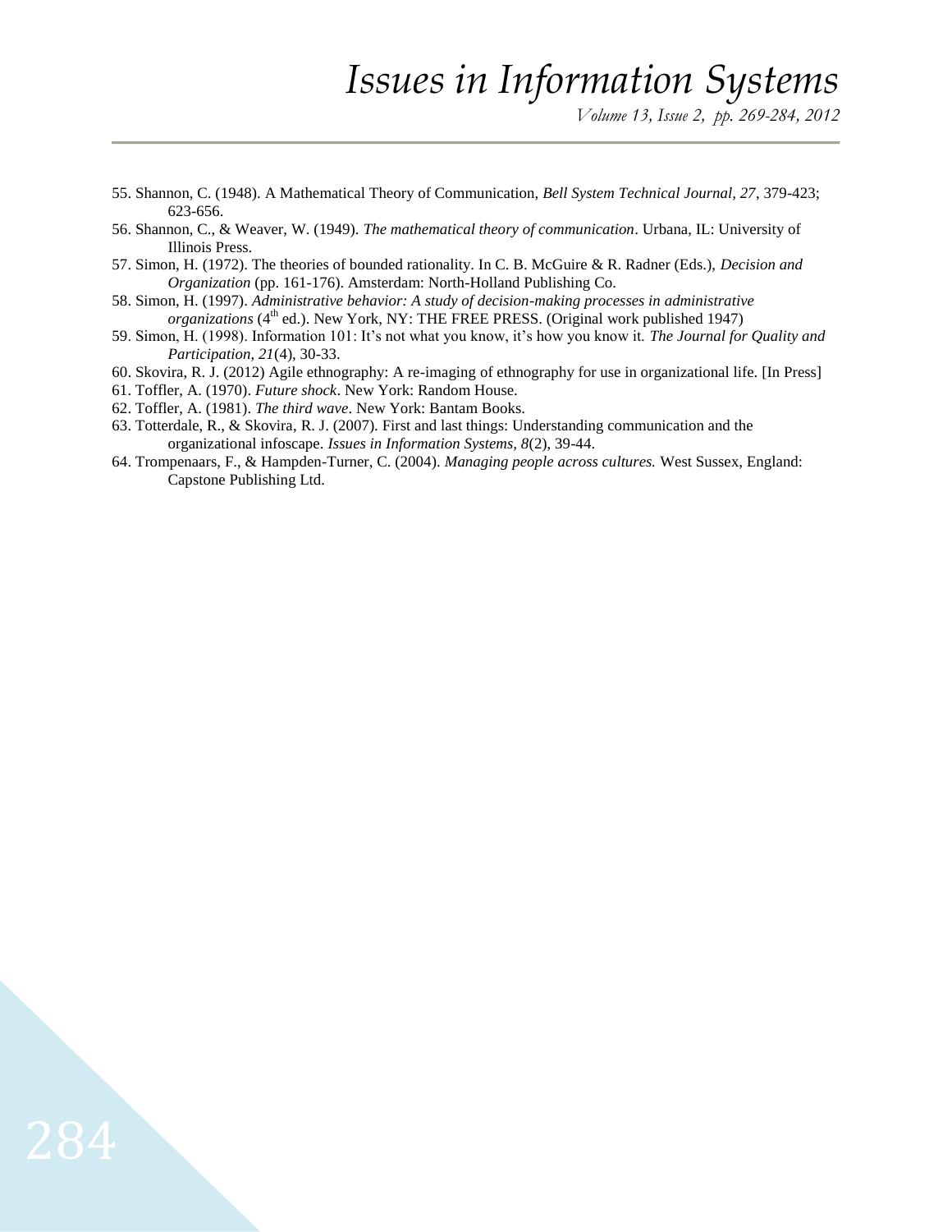55. Shannon, C. (1948). A Mathematical Theory of Communication, *Bell System Technical Journal, 27*, 379-423; 623-656.
56. Shannon, C., & Weaver, W. (1949). *The mathematical theory of communication*. Urbana, IL: University of Illinois Press.
57. Simon, H. (1972). The theories of bounded rationality. In C. B. McGuire & R. Radner (Eds.), *Decision and Organization* (pp. 161-176). Amsterdam: North-Holland Publishing Co.
58. Simon, H. (1997). *Administrative behavior: A study of decision-making processes in administrative organizations* (4th ed.). New York, NY: THE FREE PRESS. (Original work published 1947)
59. Simon, H. (1998). Information 101: It's not what you know, it's how you know it. *The Journal for Quality and Participation, 21*(4), 30-33.
60. Skovira, R. J. (2012) Agile ethnography: A re-imaging of ethnography for use in organizational life. [In Press]
61. Toffler, A. (1970). *Future shock*. New York: Random House.
62. Toffler, A. (1981). *The third wave*. New York: Bantam Books.
63. Totterdale, R., & Skovira, R. J. (2007). First and last things: Understanding communication and the organizational infoscape. *Issues in Information Systems, 8*(2), 39-44.
64. Trompenaars, F., & Hampden-Turner, C. (2004). *Managing people across cultures.* West Sussex, England: Capstone Publishing Ltd.